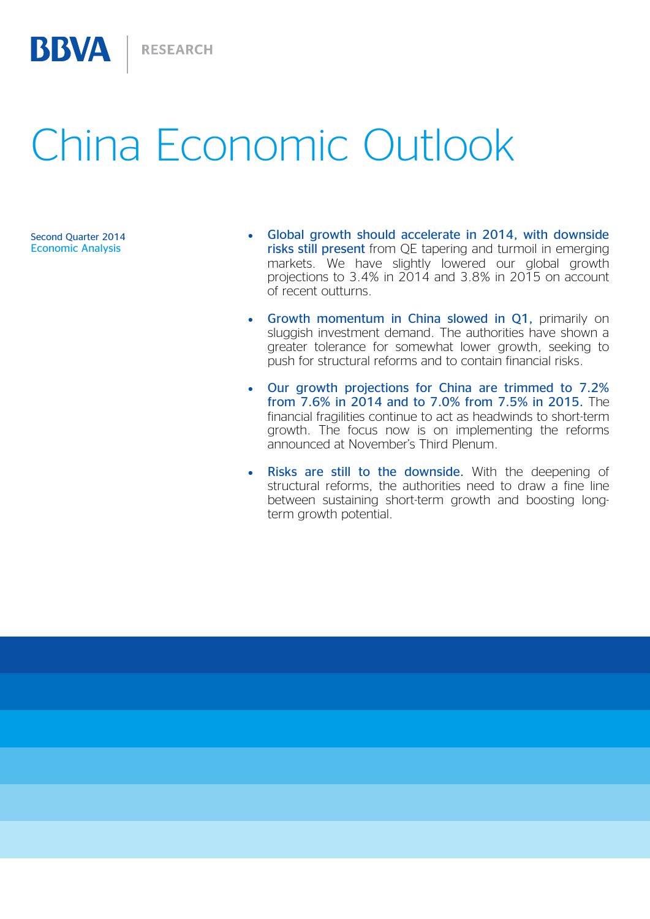BBVA | RESEARCH

# China Economic Outlook

Second Quarter 2014
Economic Analysis

- **Global growth should accelerate in 2014, with downside risks still present** from QE tapering and turmoil in emerging markets. We have slightly lowered our global growth projections to 3.4% in 2014 and 3.8% in 2015 on account of recent outturns.

- **Growth momentum in China slowed in Q1,** primarily on sluggish investment demand. The authorities have shown a greater tolerance for somewhat lower growth, seeking to push for structural reforms and to contain financial risks.

- **Our growth projections for China are trimmed to 7.2% from 7.6% in 2014 and to 7.0% from 7.5% in 2015.** The financial fragilities continue to act as headwinds to short-term growth. The focus now is on implementing the reforms announced at November's Third Plenum.

- **Risks are still to the downside.** With the deepening of structural reforms, the authorities need to draw a fine line between sustaining short-term growth and boosting long-term growth potential.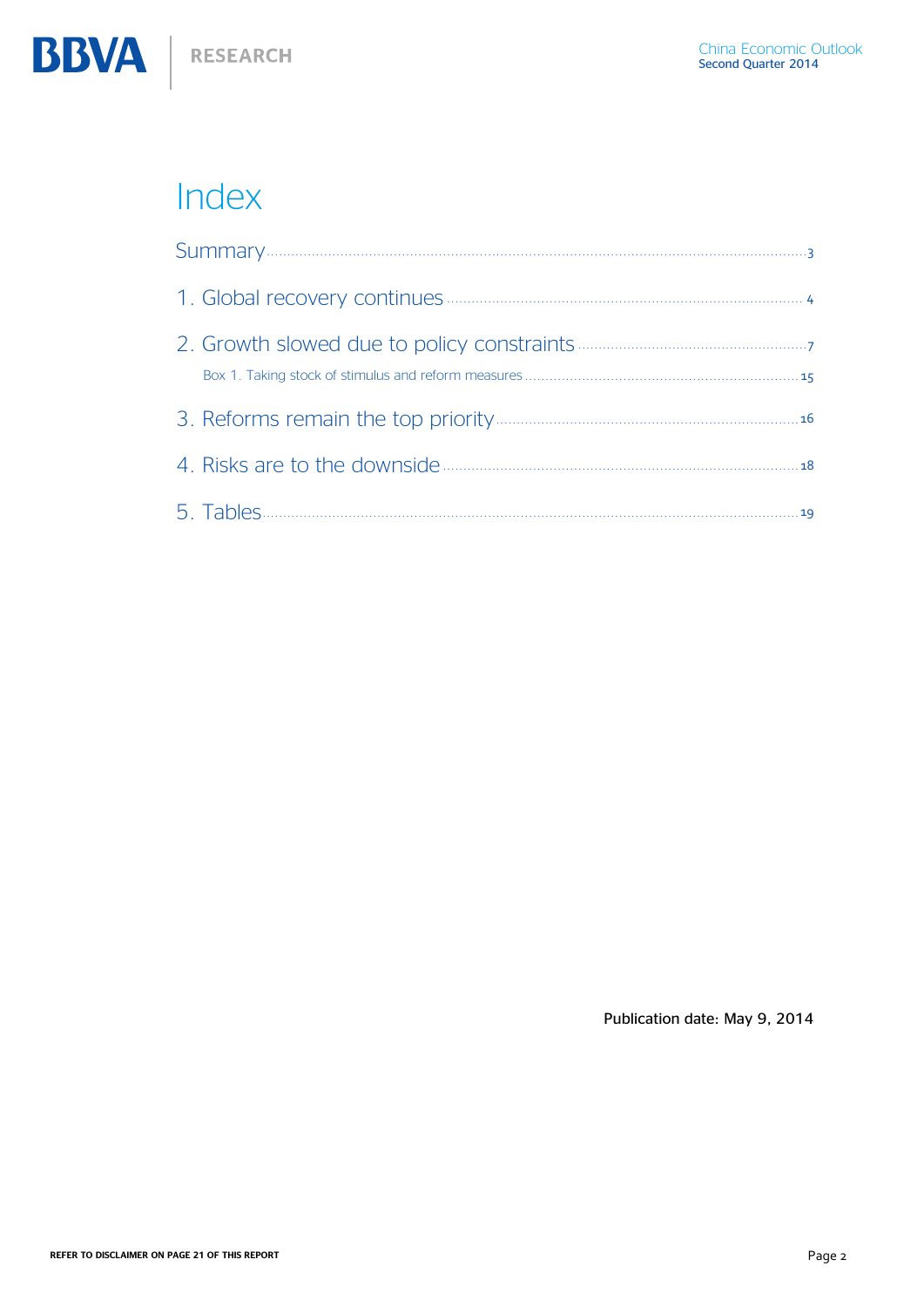# Index

Summary ........................................................................ 3

1. Global recovery continues ........................................................................ 4

2. Growth slowed due to policy constraints ........................................................................ 7

   Box 1. Taking stock of stimulus and reform measures ........................................................................ 15

3. Reforms remain the top priority ........................................................................ 16

4. Risks are to the downside ........................................................................ 18

5. Tables ........................................................................ 19

Publication date: May 9, 2014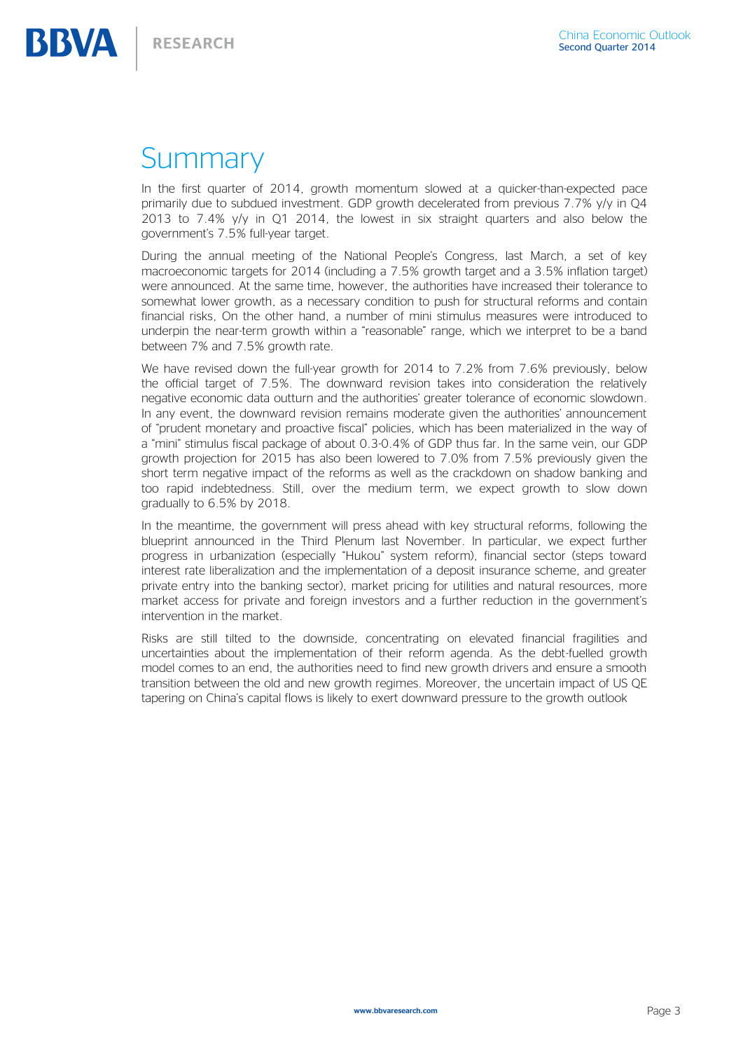# Summary

In the first quarter of 2014, growth momentum slowed at a quicker-than-expected pace primarily due to subdued investment. GDP growth decelerated from previous 7.7% y/y in Q4 2013 to 7.4% y/y in Q1 2014, the lowest in six straight quarters and also below the government's 7.5% full-year target.

During the annual meeting of the National People's Congress, last March, a set of key macroeconomic targets for 2014 (including a 7.5% growth target and a 3.5% inflation target) were announced. At the same time, however, the authorities have increased their tolerance to somewhat lower growth, as a necessary condition to push for structural reforms and contain financial risks, On the other hand, a number of mini stimulus measures were introduced to underpin the near-term growth within a "reasonable" range, which we interpret to be a band between 7% and 7.5% growth rate.

We have revised down the full-year growth for 2014 to 7.2% from 7.6% previously, below the official target of 7.5%. The downward revision takes into consideration the relatively negative economic data outturn and the authorities' greater tolerance of economic slowdown. In any event, the downward revision remains moderate given the authorities' announcement of "prudent monetary and proactive fiscal" policies, which has been materialized in the way of a "mini" stimulus fiscal package of about 0.3-0.4% of GDP thus far. In the same vein, our GDP growth projection for 2015 has also been lowered to 7.0% from 7.5% previously given the short term negative impact of the reforms as well as the crackdown on shadow banking and too rapid indebtedness. Still, over the medium term, we expect growth to slow down gradually to 6.5% by 2018.

In the meantime, the government will press ahead with key structural reforms, following the blueprint announced in the Third Plenum last November. In particular, we expect further progress in urbanization (especially "Hukou" system reform), financial sector (steps toward interest rate liberalization and the implementation of a deposit insurance scheme, and greater private entry into the banking sector), market pricing for utilities and natural resources, more market access for private and foreign investors and a further reduction in the government's intervention in the market.

Risks are still tilted to the downside, concentrating on elevated financial fragilities and uncertainties about the implementation of their reform agenda. As the debt-fuelled growth model comes to an end, the authorities need to find new growth drivers and ensure a smooth transition between the old and new growth regimes. Moreover, the uncertain impact of US QE tapering on China's capital flows is likely to exert downward pressure to the growth outlook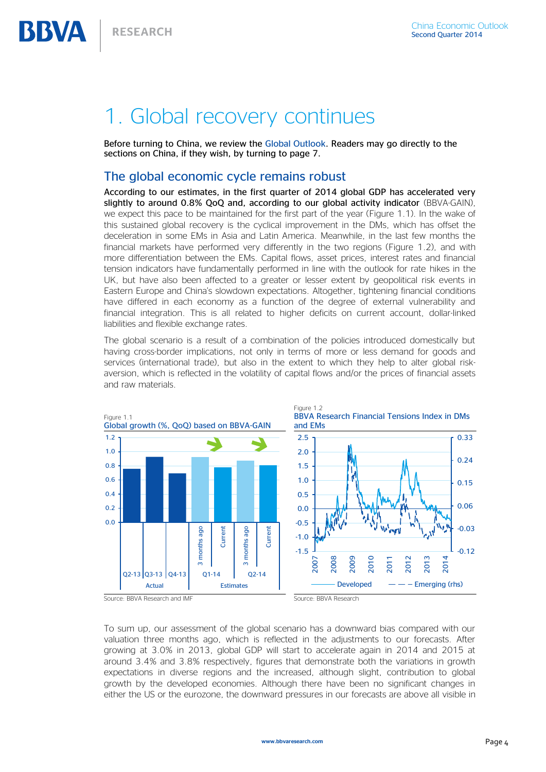# 1. Global recovery continues

**Before turning to China, we review the Global Outlook. Readers may go directly to the sections on China, if they wish, by turning to page 7.**

## The global economic cycle remains robust

**According to our estimates, in the first quarter of 2014 global GDP has accelerated very slightly to around 0.8% QoQ and, according to our global activity indicator** (BBVA-GAIN), we expect this pace to be maintained for the first part of the year (Figure 1.1). In the wake of this sustained global recovery is the cyclical improvement in the DMs, which has offset the deceleration in some EMs in Asia and Latin America. Meanwhile, in the last few months the financial markets have performed very differently in the two regions (Figure 1.2), and with more differentiation between the EMs. Capital flows, asset prices, interest rates and financial tension indicators have fundamentally performed in line with the outlook for rate hikes in the UK, but have also been affected to a greater or lesser extent by geopolitical risk events in Eastern Europe and China's slowdown expectations. Altogether, tightening financial conditions have differed in each economy as a function of the degree of external vulnerability and financial integration. This is all related to higher deficits on current account, dollar-linked liabilities and flexible exchange rates.

The global scenario is a result of a combination of the policies introduced domestically but having cross-border implications, not only in terms of more or less demand for goods and services (international trade), but also in the extent to which they help to alter global risk-aversion, which is reflected in the volatility of capital flows and/or the prices of financial assets and raw materials.

Figure 1.1
Global growth (%, QoQ) based on BBVA-GAIN

Source: BBVA Research and IMF

Figure 1.2
BBVA Research Financial Tensions Index in DMs and EMs

Source: BBVA Research

To sum up, our assessment of the global scenario has a downward bias compared with our valuation three months ago, which is reflected in the adjustments to our forecasts. After growing at 3.0% in 2013, global GDP will start to accelerate again in 2014 and 2015 at around 3.4% and 3.8% respectively, figures that demonstrate both the variations in growth expectations in diverse regions and the increased, although slight, contribution to global growth by the developed economies. Although there have been no significant changes in either the US or the eurozone, the downward pressures in our forecasts are above all visible in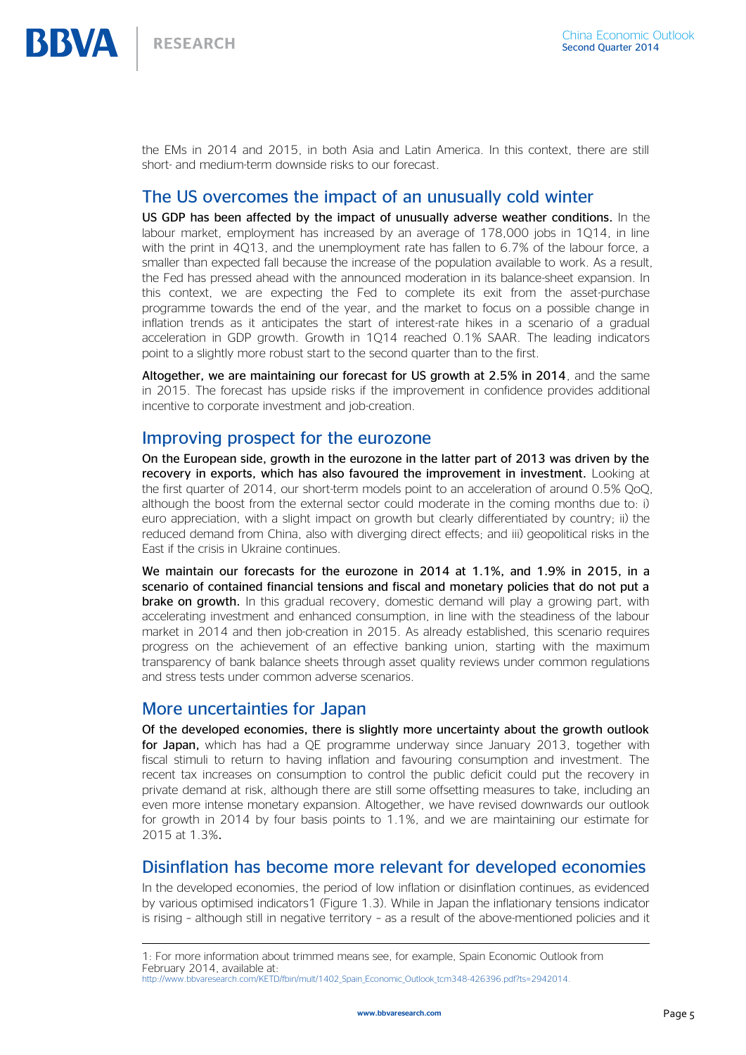the EMs in 2014 and 2015, in both Asia and Latin America. In this context, there are still short- and medium-term downside risks to our forecast.

## The US overcomes the impact of an unusually cold winter

**US GDP has been affected by the impact of unusually adverse weather conditions.** In the labour market, employment has increased by an average of 178,000 jobs in 1Q14, in line with the print in 4Q13, and the unemployment rate has fallen to 6.7% of the labour force, a smaller than expected fall because the increase of the population available to work. As a result, the Fed has pressed ahead with the announced moderation in its balance-sheet expansion. In this context, we are expecting the Fed to complete its exit from the asset-purchase programme towards the end of the year, and the market to focus on a possible change in inflation trends as it anticipates the start of interest-rate hikes in a scenario of a gradual acceleration in GDP growth. Growth in 1Q14 reached 0.1% SAAR. The leading indicators point to a slightly more robust start to the second quarter than to the first.

**Altogether, we are maintaining our forecast for US growth at 2.5% in 2014**, and the same in 2015. The forecast has upside risks if the improvement in confidence provides additional incentive to corporate investment and job-creation.

## Improving prospect for the eurozone

**On the European side, growth in the eurozone in the latter part of 2013 was driven by the recovery in exports, which has also favoured the improvement in investment.** Looking at the first quarter of 2014, our short-term models point to an acceleration of around 0.5% QoQ, although the boost from the external sector could moderate in the coming months due to: i) euro appreciation, with a slight impact on growth but clearly differentiated by country; ii) the reduced demand from China, also with diverging direct effects; and iii) geopolitical risks in the East if the crisis in Ukraine continues.

**We maintain our forecasts for the eurozone in 2014 at 1.1%, and 1.9% in 2015, in a scenario of contained financial tensions and fiscal and monetary policies that do not put a brake on growth.** In this gradual recovery, domestic demand will play a growing part, with accelerating investment and enhanced consumption, in line with the steadiness of the labour market in 2014 and then job-creation in 2015. As already established, this scenario requires progress on the achievement of an effective banking union, starting with the maximum transparency of bank balance sheets through asset quality reviews under common regulations and stress tests under common adverse scenarios.

## More uncertainties for Japan

**Of the developed economies, there is slightly more uncertainty about the growth outlook for Japan,** which has had a QE programme underway since January 2013, together with fiscal stimuli to return to having inflation and favouring consumption and investment. The recent tax increases on consumption to control the public deficit could put the recovery in private demand at risk, although there are still some offsetting measures to take, including an even more intense monetary expansion. Altogether, we have revised downwards our outlook for growth in 2014 by four basis points to 1.1%, and we are maintaining our estimate for 2015 at 1.3%.

## Disinflation has become more relevant for developed economies

In the developed economies, the period of low inflation or disinflation continues, as evidenced by various optimised indicators[1] (Figure 1.3). While in Japan the inflationary tensions indicator is rising – although still in negative territory – as a result of the above-mentioned policies and it

---

1: For more information about trimmed means see, for example, Spain Economic Outlook from February 2014, available at: http://www.bbvaresearch.com/KETD/fbin/mult/1402_Spain_Economic_Outlook_tcm348-426396.pdf?ts=2942014.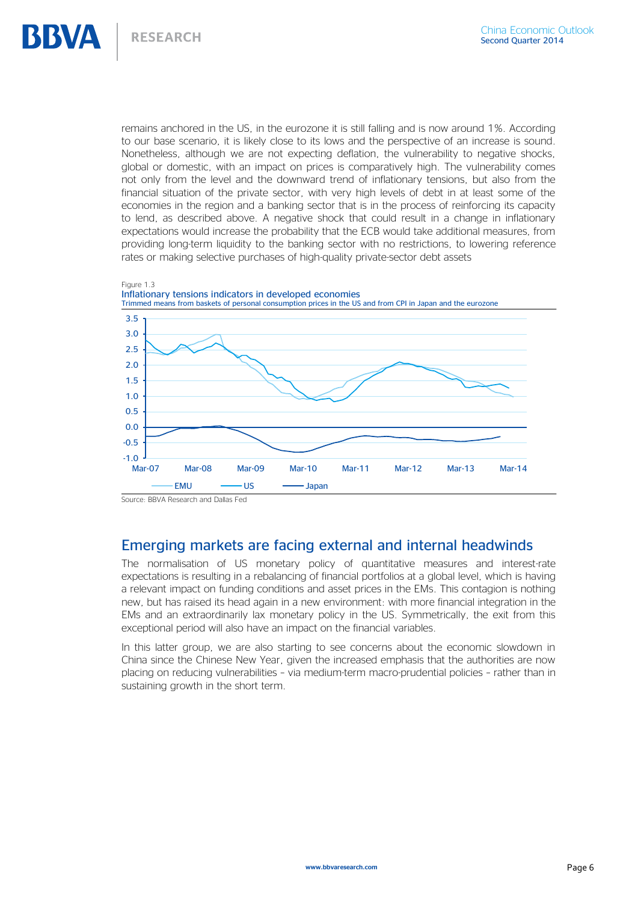remains anchored in the US, in the eurozone it is still falling and is now around 1%. According to our base scenario, it is likely close to its lows and the perspective of an increase is sound. Nonetheless, although we are not expecting deflation, the vulnerability to negative shocks, global or domestic, with an impact on prices is comparatively high. The vulnerability comes not only from the level and the downward trend of inflationary tensions, but also from the financial situation of the private sector, with very high levels of debt in at least some of the economies in the region and a banking sector that is in the process of reinforcing its capacity to lend, as described above. A negative shock that could result in a change in inflationary expectations would increase the probability that the ECB would take additional measures, from providing long-term liquidity to the banking sector with no restrictions, to lowering reference rates or making selective purchases of high-quality private-sector debt assets

Figure 1.3
Inflationary tensions indicators in developed economies
Trimmed means from baskets of personal consumption prices in the US and from CPI in Japan and the eurozone

Source: BBVA Research and Dallas Fed

## Emerging markets are facing external and internal headwinds

The normalisation of US monetary policy of quantitative measures and interest-rate expectations is resulting in a rebalancing of financial portfolios at a global level, which is having a relevant impact on funding conditions and asset prices in the EMs. This contagion is nothing new, but has raised its head again in a new environment: with more financial integration in the EMs and an extraordinarily lax monetary policy in the US. Symmetrically, the exit from this exceptional period will also have an impact on the financial variables.

In this latter group, we are also starting to see concerns about the economic slowdown in China since the Chinese New Year, given the increased emphasis that the authorities are now placing on reducing vulnerabilities – via medium-term macro-prudential policies – rather than in sustaining growth in the short term.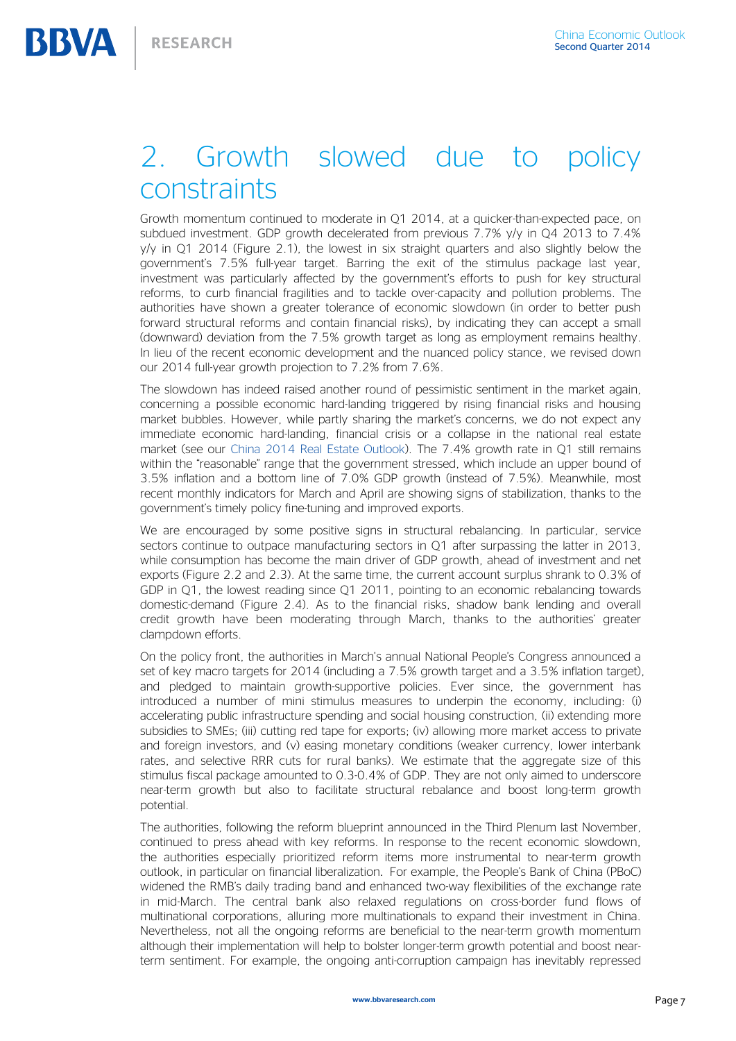# 2. Growth slowed due to policy constraints

Growth momentum continued to moderate in Q1 2014, at a quicker-than-expected pace, on subdued investment. GDP growth decelerated from previous 7.7% y/y in Q4 2013 to 7.4% y/y in Q1 2014 (Figure 2.1), the lowest in six straight quarters and also slightly below the government's 7.5% full-year target. Barring the exit of the stimulus package last year, investment was particularly affected by the government's efforts to push for key structural reforms, to curb financial fragilities and to tackle over-capacity and pollution problems. The authorities have shown a greater tolerance of economic slowdown (in order to better push forward structural reforms and contain financial risks), by indicating they can accept a small (downward) deviation from the 7.5% growth target as long as employment remains healthy. In lieu of the recent economic development and the nuanced policy stance, we revised down our 2014 full-year growth projection to 7.2% from 7.6%.

The slowdown has indeed raised another round of pessimistic sentiment in the market again, concerning a possible economic hard-landing triggered by rising financial risks and housing market bubbles. However, while partly sharing the market's concerns, we do not expect any immediate economic hard-landing, financial crisis or a collapse in the national real estate market (see our China 2014 Real Estate Outlook). The 7.4% growth rate in Q1 still remains within the "reasonable" range that the government stressed, which include an upper bound of 3.5% inflation and a bottom line of 7.0% GDP growth (instead of 7.5%). Meanwhile, most recent monthly indicators for March and April are showing signs of stabilization, thanks to the government's timely policy fine-tuning and improved exports.

We are encouraged by some positive signs in structural rebalancing. In particular, service sectors continue to outpace manufacturing sectors in Q1 after surpassing the latter in 2013, while consumption has become the main driver of GDP growth, ahead of investment and net exports (Figure 2.2 and 2.3). At the same time, the current account surplus shrank to 0.3% of GDP in Q1, the lowest reading since Q1 2011, pointing to an economic rebalancing towards domestic-demand (Figure 2.4). As to the financial risks, shadow bank lending and overall credit growth have been moderating through March, thanks to the authorities' greater clampdown efforts.

On the policy front, the authorities in March's annual National People's Congress announced a set of key macro targets for 2014 (including a 7.5% growth target and a 3.5% inflation target), and pledged to maintain growth-supportive policies. Ever since, the government has introduced a number of mini stimulus measures to underpin the economy, including: (i) accelerating public infrastructure spending and social housing construction, (ii) extending more subsidies to SMEs; (iii) cutting red tape for exports; (iv) allowing more market access to private and foreign investors, and (v) easing monetary conditions (weaker currency, lower interbank rates, and selective RRR cuts for rural banks). We estimate that the aggregate size of this stimulus fiscal package amounted to 0.3-0.4% of GDP. They are not only aimed to underscore near-term growth but also to facilitate structural rebalance and boost long-term growth potential.

The authorities, following the reform blueprint announced in the Third Plenum last November, continued to press ahead with key reforms. In response to the recent economic slowdown, the authorities especially prioritized reform items more instrumental to near-term growth outlook, in particular on financial liberalization. For example, the People's Bank of China (PBoC) widened the RMB's daily trading band and enhanced two-way flexibilities of the exchange rate in mid-March. The central bank also relaxed regulations on cross-border fund flows of multinational corporations, alluring more multinationals to expand their investment in China. Nevertheless, not all the ongoing reforms are beneficial to the near-term growth momentum although their implementation will help to bolster longer-term growth potential and boost near-term sentiment. For example, the ongoing anti-corruption campaign has inevitably repressed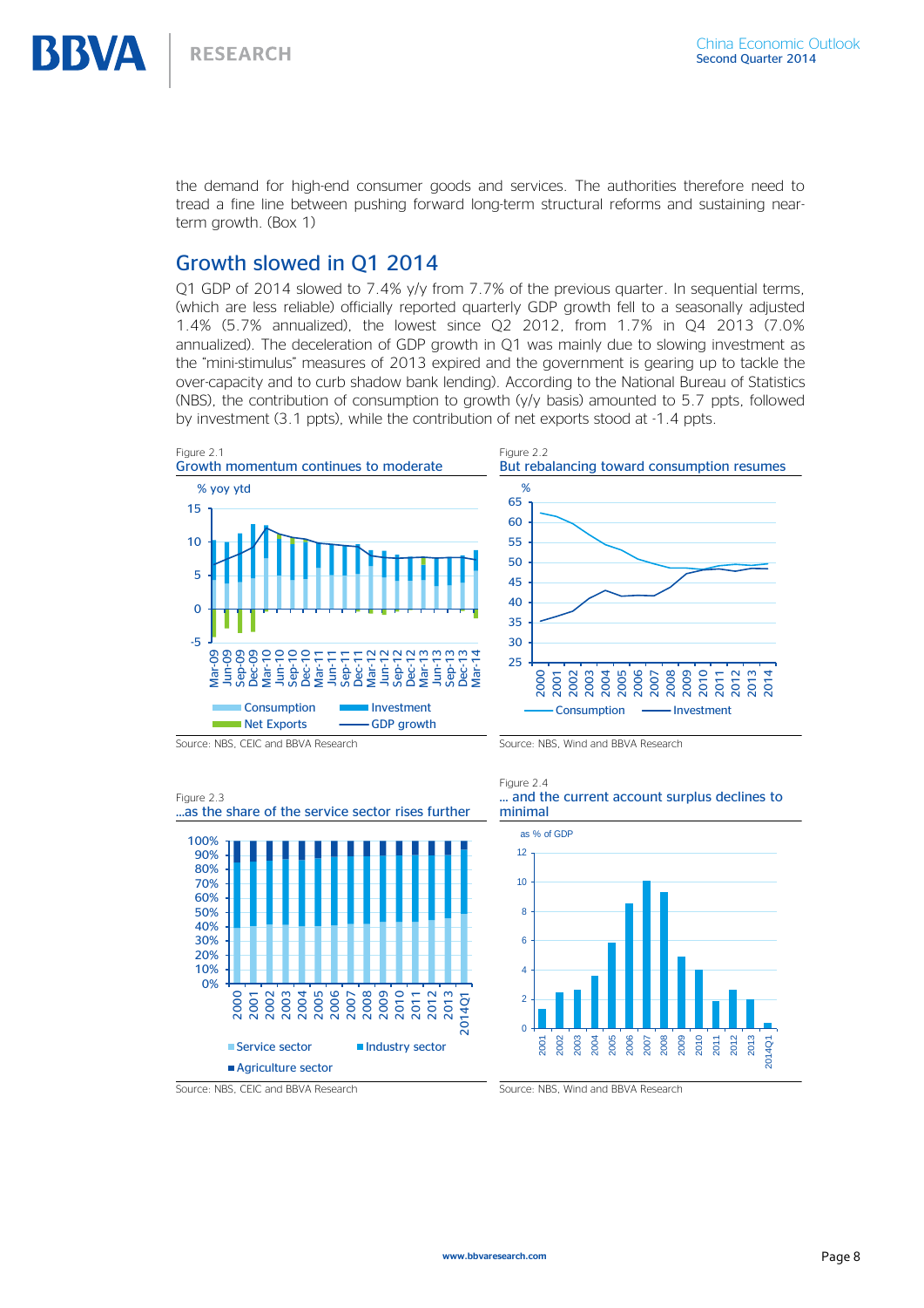the demand for high-end consumer goods and services. The authorities therefore need to tread a fine line between pushing forward long-term structural reforms and sustaining near-term growth. (Box 1)

## Growth slowed in Q1 2014

Q1 GDP of 2014 slowed to 7.4% y/y from 7.7% of the previous quarter. In sequential terms, (which are less reliable) officially reported quarterly GDP growth fell to a seasonally adjusted 1.4% (5.7% annualized), the lowest since Q2 2012, from 1.7% in Q4 2013 (7.0% annualized). The deceleration of GDP growth in Q1 was mainly due to slowing investment as the "mini-stimulus" measures of 2013 expired and the government is gearing up to tackle the over-capacity and to curb shadow bank lending). According to the National Bureau of Statistics (NBS), the contribution of consumption to growth (y/y basis) amounted to 5.7 ppts, followed by investment (3.1 ppts), while the contribution of net exports stood at -1.4 ppts.

Figure 2.1
Growth momentum continues to moderate

Source: NBS, CEIC and BBVA Research

Figure 2.2
But rebalancing toward consumption resumes

Source: NBS, Wind and BBVA Research

Figure 2.3
...as the share of the service sector rises further

Source: NBS, CEIC and BBVA Research

Figure 2.4
... and the current account surplus declines to minimal

Source: NBS, Wind and BBVA Research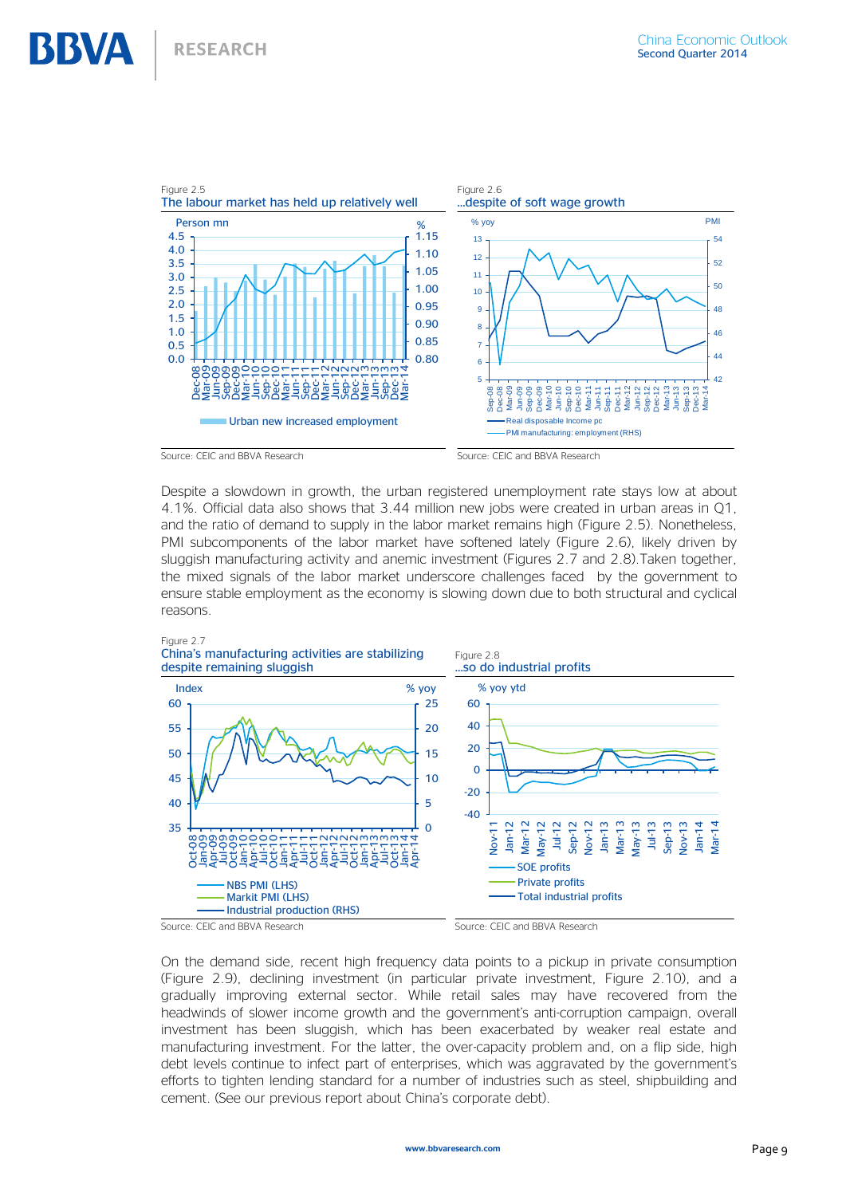Figure 2.5
The labour market has held up relatively well

Source: CEIC and BBVA Research

Figure 2.6
...despite of soft wage growth

Source: CEIC and BBVA Research

Despite a slowdown in growth, the urban registered unemployment rate stays low at about 4.1%. Official data also shows that 3.44 million new jobs were created in urban areas in Q1, and the ratio of demand to supply in the labor market remains high (Figure 2.5). Nonetheless, PMI subcomponents of the labor market have softened lately (Figure 2.6), likely driven by sluggish manufacturing activity and anemic investment (Figures 2.7 and 2.8).Taken together, the mixed signals of the labor market underscore challenges faced by the government to ensure stable employment as the economy is slowing down due to both structural and cyclical reasons.

Figure 2.7
China's manufacturing activities are stabilizing despite remaining sluggish

Source: CEIC and BBVA Research

Figure 2.8
...so do industrial profits

Source: CEIC and BBVA Research

On the demand side, recent high frequency data points to a pickup in private consumption (Figure 2.9), declining investment (in particular private investment, Figure 2.10), and a gradually improving external sector. While retail sales may have recovered from the headwinds of slower income growth and the government's anti-corruption campaign, overall investment has been sluggish, which has been exacerbated by weaker real estate and manufacturing investment. For the latter, the over-capacity problem and, on a flip side, high debt levels continue to infect part of enterprises, which was aggravated by the government's efforts to tighten lending standard for a number of industries such as steel, shipbuilding and cement. (See our previous report about China's corporate debt).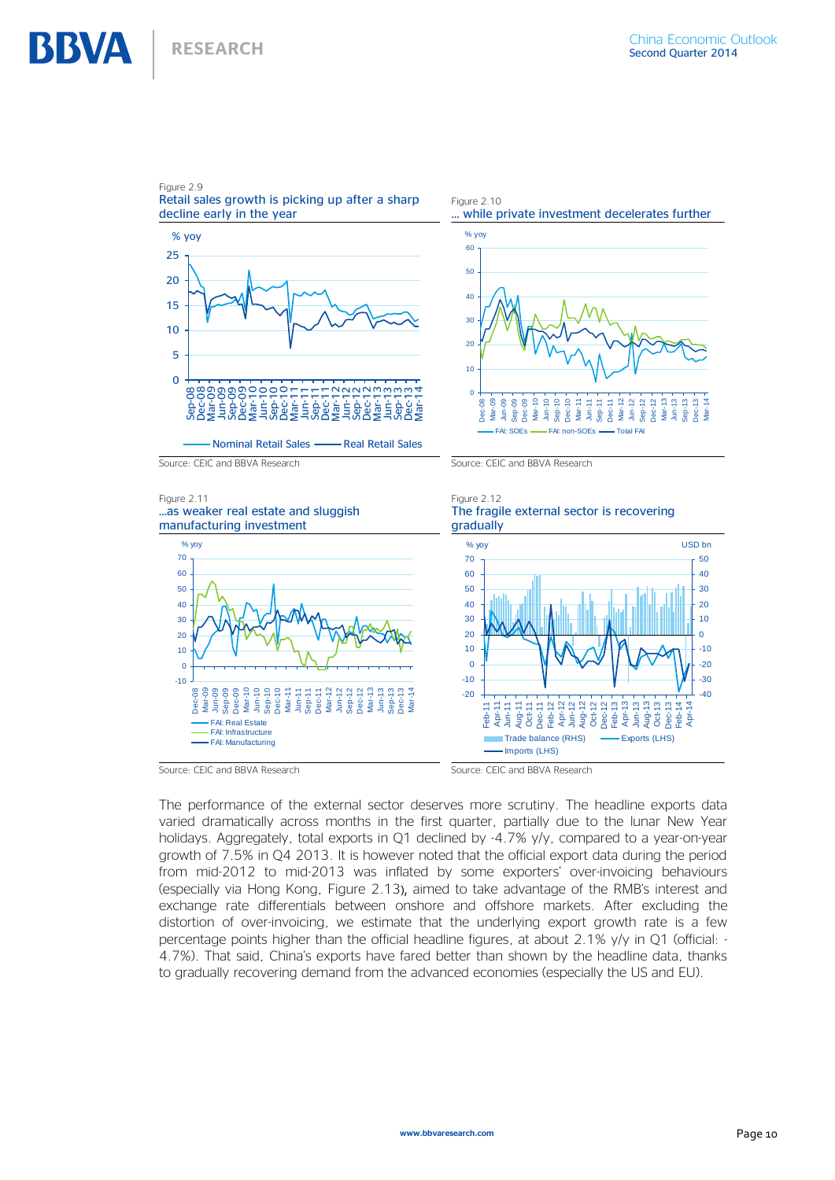Figure 2.9
Retail sales growth is picking up after a sharp decline early in the year

Source: CEIC and BBVA Research

Figure 2.10
… while private investment decelerates further

Source: CEIC and BBVA Research

Figure 2.11
…as weaker real estate and sluggish manufacturing investment

Source: CEIC and BBVA Research

Figure 2.12
The fragile external sector is recovering gradually

Source: CEIC and BBVA Research

The performance of the external sector deserves more scrutiny. The headline exports data varied dramatically across months in the first quarter, partially due to the lunar New Year holidays. Aggregately, total exports in Q1 declined by -4.7% y/y, compared to a year-on-year growth of 7.5% in Q4 2013. It is however noted that the official export data during the period from mid-2012 to mid-2013 was inflated by some exporters' over-invoicing behaviours (especially via Hong Kong, Figure 2.13), aimed to take advantage of the RMB's interest and exchange rate differentials between onshore and offshore markets. After excluding the distortion of over-invoicing, we estimate that the underlying export growth rate is a few percentage points higher than the official headline figures, at about 2.1% y/y in Q1 (official: -4.7%). That said, China's exports have fared better than shown by the headline data, thanks to gradually recovering demand from the advanced economies (especially the US and EU).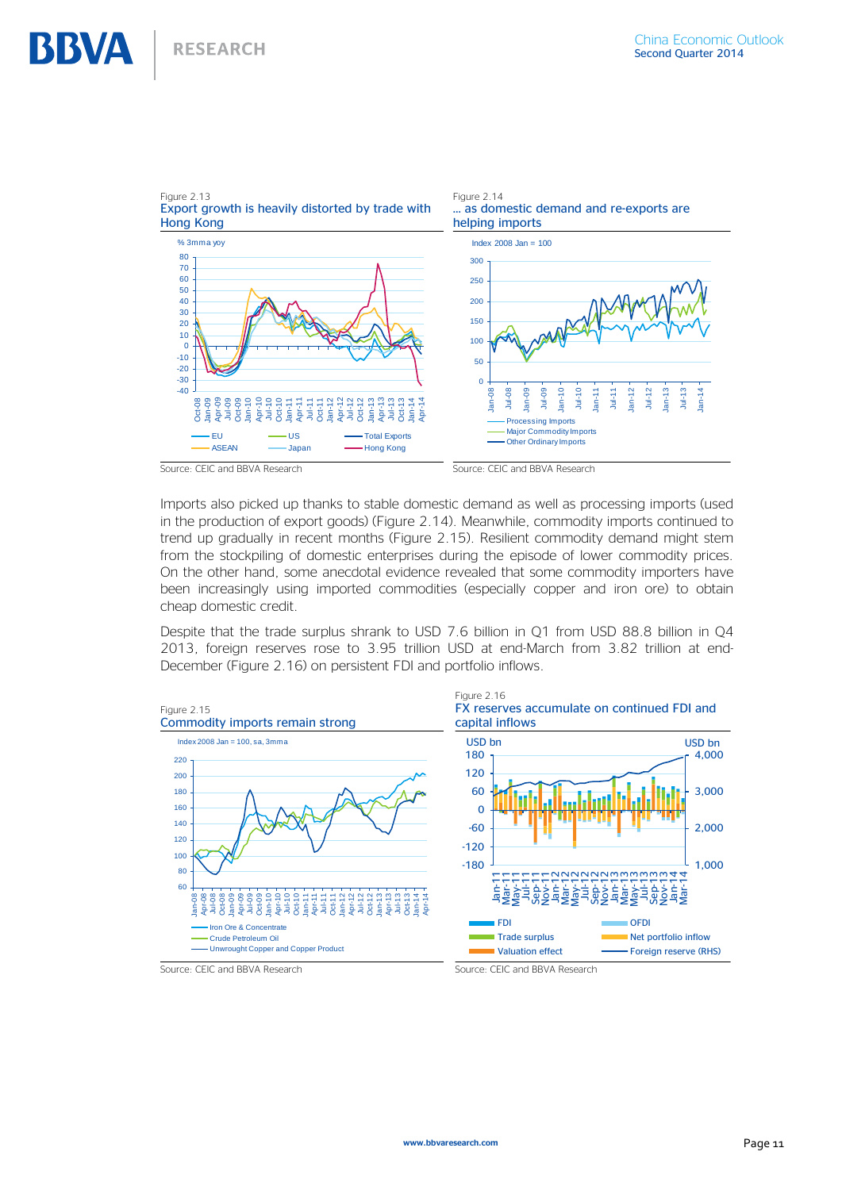Figure 2.13
Export growth is heavily distorted by trade with Hong Kong

Source: CEIC and BBVA Research

Figure 2.14
... as domestic demand and re-exports are helping imports

Source: CEIC and BBVA Research

Imports also picked up thanks to stable domestic demand as well as processing imports (used in the production of export goods) (Figure 2.14). Meanwhile, commodity imports continued to trend up gradually in recent months (Figure 2.15). Resilient commodity demand might stem from the stockpiling of domestic enterprises during the episode of lower commodity prices. On the other hand, some anecdotal evidence revealed that some commodity importers have been increasingly using imported commodities (especially copper and iron ore) to obtain cheap domestic credit.

Despite that the trade surplus shrank to USD 7.6 billion in Q1 from USD 88.8 billion in Q4 2013, foreign reserves rose to 3.95 trillion USD at end-March from 3.82 trillion at end-December (Figure 2.16) on persistent FDI and portfolio inflows.

Figure 2.15
Commodity imports remain strong

Source: CEIC and BBVA Research

Figure 2.16
FX reserves accumulate on continued FDI and capital inflows

Source: CEIC and BBVA Research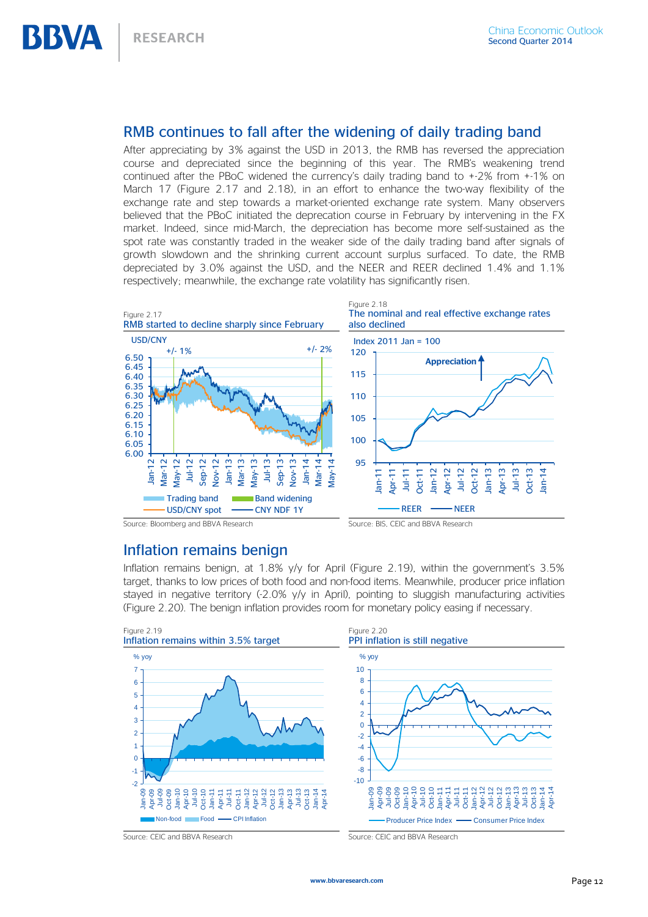## RMB continues to fall after the widening of daily trading band

After appreciating by 3% against the USD in 2013, the RMB has reversed the appreciation course and depreciated since the beginning of this year. The RMB's weakening trend continued after the PBoC widened the currency's daily trading band to +-2% from +-1% on March 17 (Figure 2.17 and 2.18), in an effort to enhance the two-way flexibility of the exchange rate and step towards a market-oriented exchange rate system. Many observers believed that the PBoC initiated the deprecation course in February by intervening in the FX market. Indeed, since mid-March, the depreciation has become more self-sustained as the spot rate was constantly traded in the weaker side of the daily trading band after signals of growth slowdown and the shrinking current account surplus surfaced. To date, the RMB depreciated by 3.0% against the USD, and the NEER and REER declined 1.4% and 1.1% respectively; meanwhile, the exchange rate volatility has significantly risen.

Figure 2.17
RMB started to decline sharply since February

Source: Bloomberg and BBVA Research

Figure 2.18
The nominal and real effective exchange rates also declined

Source: BIS, CEIC and BBVA Research

## Inflation remains benign

Inflation remains benign, at 1.8% y/y for April (Figure 2.19), within the government's 3.5% target, thanks to low prices of both food and non-food items. Meanwhile, producer price inflation stayed in negative territory (-2.0% y/y in April), pointing to sluggish manufacturing activities (Figure 2.20). The benign inflation provides room for monetary policy easing if necessary.

Figure 2.19
Inflation remains within 3.5% target

Source: CEIC and BBVA Research

Figure 2.20
PPI inflation is still negative

Source: CEIC and BBVA Research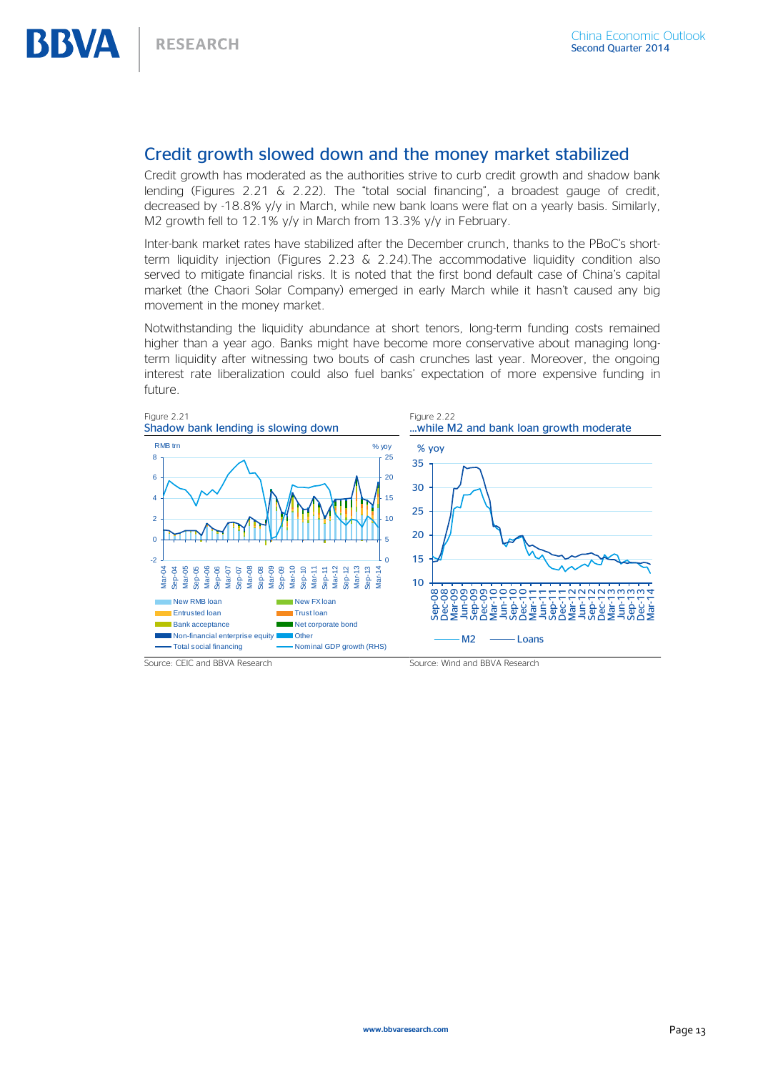## Credit growth slowed down and the money market stabilized

Credit growth has moderated as the authorities strive to curb credit growth and shadow bank lending (Figures 2.21 & 2.22). The "total social financing", a broadest gauge of credit, decreased by -18.8% y/y in March, while new bank loans were flat on a yearly basis. Similarly, M2 growth fell to 12.1% y/y in March from 13.3% y/y in February.

Inter-bank market rates have stabilized after the December crunch, thanks to the PBoC's short-term liquidity injection (Figures 2.23 & 2.24).The accommodative liquidity condition also served to mitigate financial risks. It is noted that the first bond default case of China's capital market (the Chaori Solar Company) emerged in early March while it hasn't caused any big movement in the money market.

Notwithstanding the liquidity abundance at short tenors, long-term funding costs remained higher than a year ago. Banks might have become more conservative about managing long-term liquidity after witnessing two bouts of cash crunches last year. Moreover, the ongoing interest rate liberalization could also fuel banks' expectation of more expensive funding in future.

Figure 2.21
Shadow bank lending is slowing down

Source: CEIC and BBVA Research

Figure 2.22
...while M2 and bank loan growth moderate

Source: Wind and BBVA Research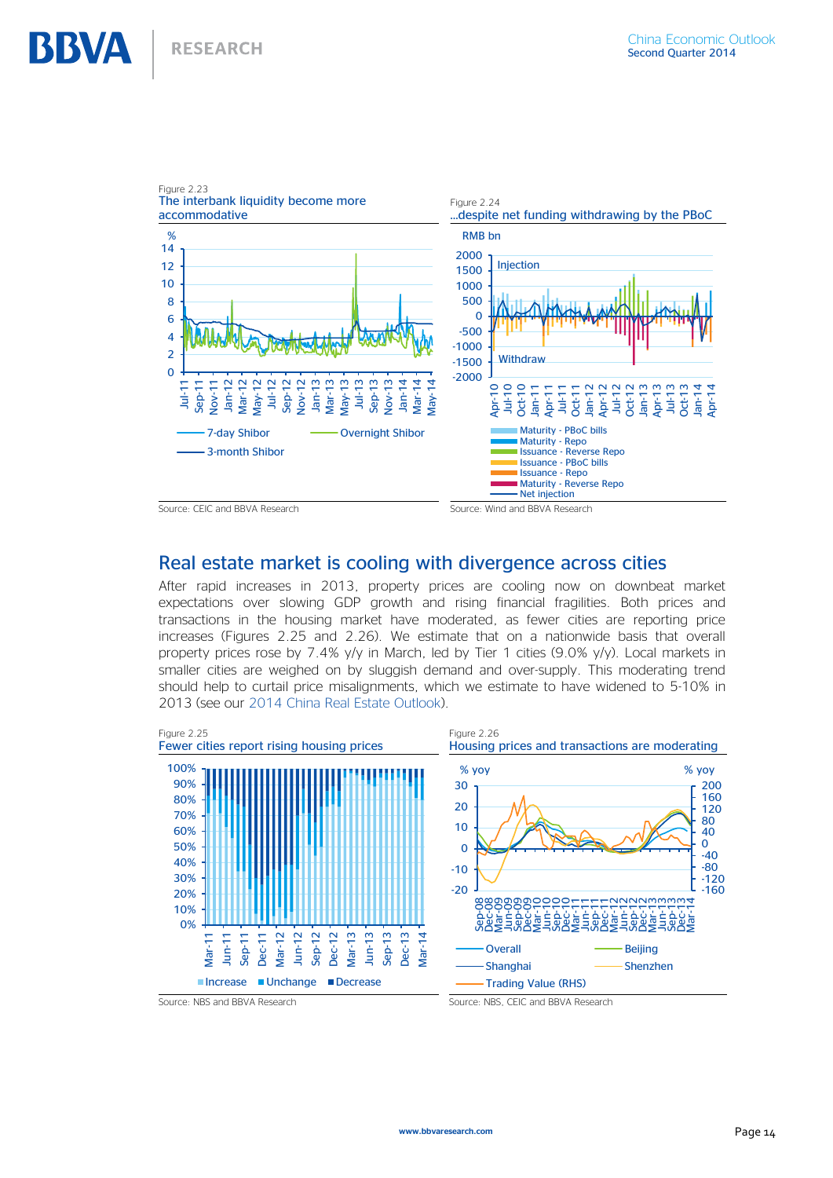Figure 2.23
The interbank liquidity become more accommodative

Source: CEIC and BBVA Research

Figure 2.24
...despite net funding withdrawing by the PBoC

Source: Wind and BBVA Research

## Real estate market is cooling with divergence across cities

After rapid increases in 2013, property prices are cooling now on downbeat market expectations over slowing GDP growth and rising financial fragilities. Both prices and transactions in the housing market have moderated, as fewer cities are reporting price increases (Figures 2.25 and 2.26). We estimate that on a nationwide basis that overall property prices rose by 7.4% y/y in March, led by Tier 1 cities (9.0% y/y). Local markets in smaller cities are weighed on by sluggish demand and over-supply. This moderating trend should help to curtail price misalignments, which we estimate to have widened to 5-10% in 2013 (see our 2014 China Real Estate Outlook).

Figure 2.25
Fewer cities report rising housing prices

Source: NBS and BBVA Research

Figure 2.26
Housing prices and transactions are moderating

Source: NBS, CEIC and BBVA Research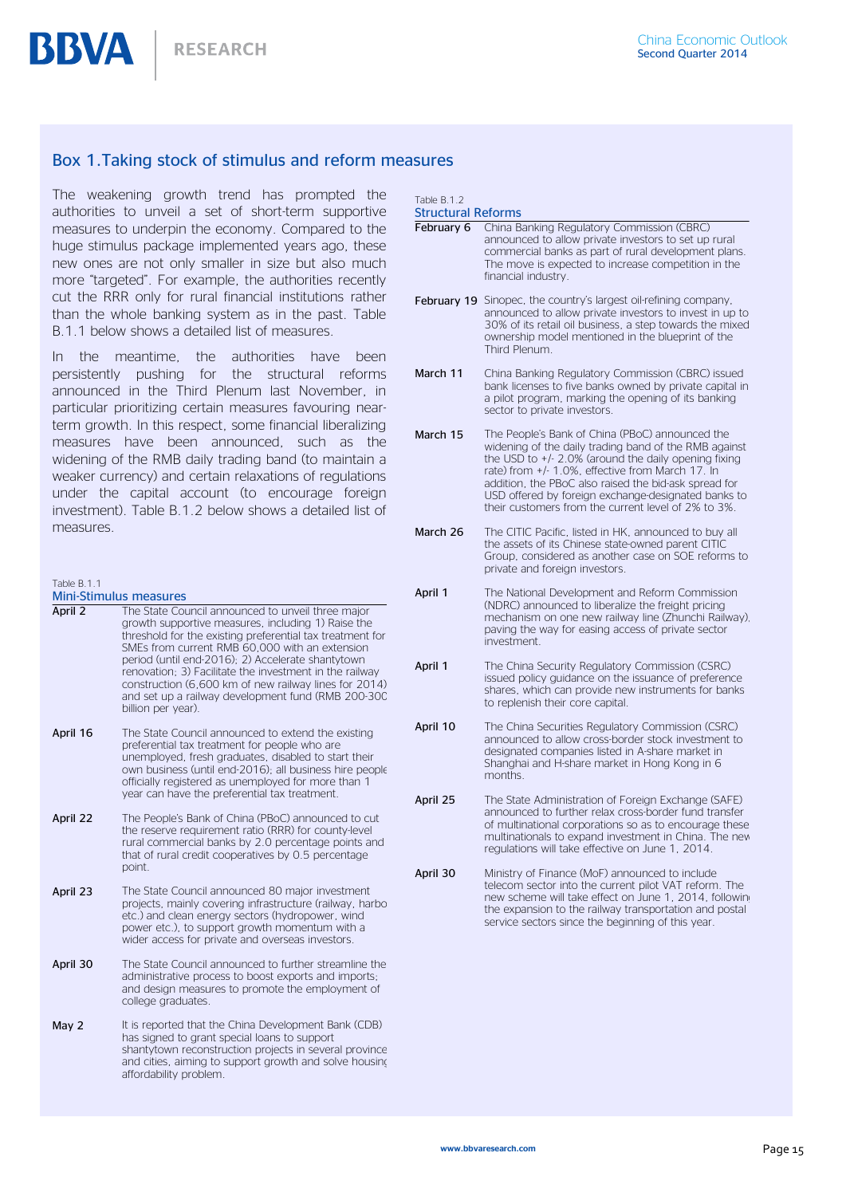## Box 1.Taking stock of stimulus and reform measures

The weakening growth trend has prompted the authorities to unveil a set of short-term supportive measures to underpin the economy. Compared to the huge stimulus package implemented years ago, these new ones are not only smaller in size but also much more "targeted". For example, the authorities recently cut the RRR only for rural financial institutions rather than the whole banking system as in the past. Table B.1.1 below shows a detailed list of measures.

In the meantime, the authorities have been persistently pushing for the structural reforms announced in the Third Plenum last November, in particular prioritizing certain measures favouring near-term growth. In this respect, some financial liberalizing measures have been announced, such as the widening of the RMB daily trading band (to maintain a weaker currency) and certain relaxations of regulations under the capital account (to encourage foreign investment). Table B.1.2 below shows a detailed list of measures.

Table B.1.1

**Mini-Stimulus measures**

| | |
|---|---|
| **April 2** | The State Council announced to unveil three major growth supportive measures, including 1) Raise the threshold for the existing preferential tax treatment for SMEs from current RMB 60,000 with an extension period (until end-2016); 2) Accelerate shantytown renovation; 3) Facilitate the investment in the railway construction (6,600 km of new railway lines for 2014) and set up a railway development fund (RMB 200-300 billion per year). |
| **April 16** | The State Council announced to extend the existing preferential tax treatment for people who are unemployed, fresh graduates, disabled to start their own business (until end-2016); all business hire people officially registered as unemployed for more than 1 year can have the preferential tax treatment. |
| **April 22** | The People's Bank of China (PBoC) announced to cut the reserve requirement ratio (RRR) for county-level rural commercial banks by 2.0 percentage points and that of rural credit cooperatives by 0.5 percentage point. |
| **April 23** | The State Council announced 80 major investment projects, mainly covering infrastructure (railway, harbo etc.) and clean energy sectors (hydropower, wind power etc.), to support growth momentum with a wider access for private and overseas investors. |
| **April 30** | The State Council announced to further streamline the administrative process to boost exports and imports; and design measures to promote the employment of college graduates. |
| **May 2** | It is reported that the China Development Bank (CDB) has signed to grant special loans to support shantytown reconstruction projects in several province and cities, aiming to support growth and solve housing affordability problem. |

Table B.1.2

**Structural Reforms**

| | |
|---|---|
| **February 6** | China Banking Regulatory Commission (CBRC) announced to allow private investors to set up rural commercial banks as part of rural development plans. The move is expected to increase competition in the financial industry. |
| **February 19** | Sinopec, the country's largest oil-refining company, announced to allow private investors to invest in up to 30% of its retail oil business, a step towards the mixed ownership model mentioned in the blueprint of the Third Plenum. |
| **March 11** | China Banking Regulatory Commission (CBRC) issued bank licenses to five banks owned by private capital in a pilot program, marking the opening of its banking sector to private investors. |
| **March 15** | The People's Bank of China (PBoC) announced the widening of the daily trading band of the RMB against the USD to +/- 2.0% (around the daily opening fixing rate) from +/- 1.0%, effective from March 17. In addition, the PBoC also raised the bid-ask spread for USD offered by foreign exchange-designated banks to their customers from the current level of 2% to 3%. |
| **March 26** | The CITIC Pacific, listed in HK, announced to buy all the assets of its Chinese state-owned parent CITIC Group, considered as another case on SOE reforms to private and foreign investors. |
| **April 1** | The National Development and Reform Commission (NDRC) announced to liberalize the freight pricing mechanism on one new railway line (Zhunchi Railway), paving the way for easing access of private sector investment. |
| **April 1** | The China Security Regulatory Commission (CSRC) issued policy guidance on the issuance of preference shares, which can provide new instruments for banks to replenish their core capital. |
| **April 10** | The China Securities Regulatory Commission (CSRC) announced to allow cross-border stock investment to designated companies listed in A-share market in Shanghai and H-share market in Hong Kong in 6 months. |
| **April 25** | The State Administration of Foreign Exchange (SAFE) announced to further relax cross-border fund transfer of multinational corporations so as to encourage these multinationals to expand investment in China. The new regulations will take effective on June 1, 2014. |
| **April 30** | Ministry of Finance (MoF) announced to include telecom sector into the current pilot VAT reform. The new scheme will take effect on June 1, 2014, following the expansion to the railway transportation and postal service sectors since the beginning of this year. |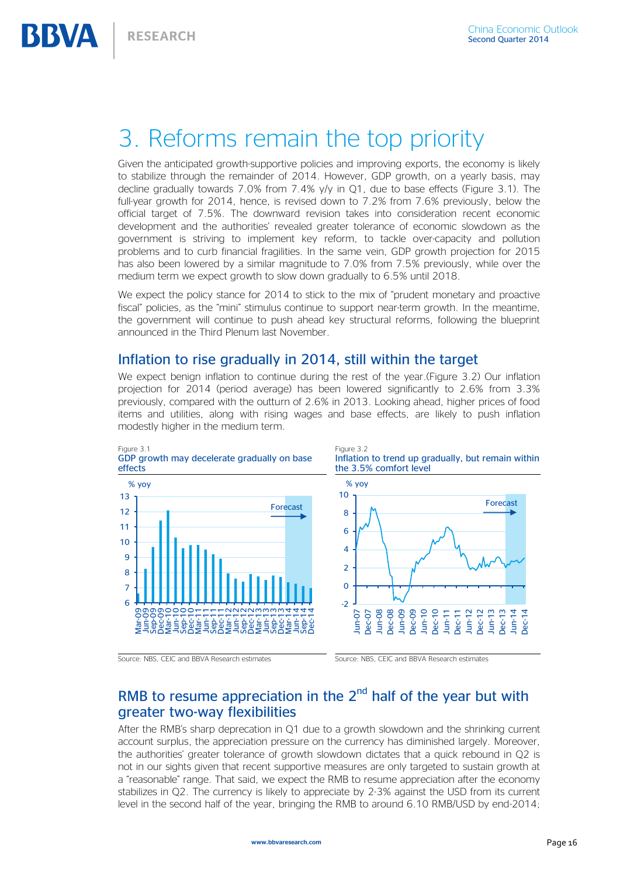# 3. Reforms remain the top priority

Given the anticipated growth-supportive policies and improving exports, the economy is likely to stabilize through the remainder of 2014. However, GDP growth, on a yearly basis, may decline gradually towards 7.0% from 7.4% y/y in Q1, due to base effects (Figure 3.1). The full-year growth for 2014, hence, is revised down to 7.2% from 7.6% previously, below the official target of 7.5%. The downward revision takes into consideration recent economic development and the authorities' revealed greater tolerance of economic slowdown as the government is striving to implement key reform, to tackle over-capacity and pollution problems and to curb financial fragilities. In the same vein, GDP growth projection for 2015 has also been lowered by a similar magnitude to 7.0% from 7.5% previously, while over the medium term we expect growth to slow down gradually to 6.5% until 2018.

We expect the policy stance for 2014 to stick to the mix of "prudent monetary and proactive fiscal" policies, as the "mini" stimulus continue to support near-term growth. In the meantime, the government will continue to push ahead key structural reforms, following the blueprint announced in the Third Plenum last November.

## Inflation to rise gradually in 2014, still within the target

We expect benign inflation to continue during the rest of the year.(Figure 3.2) Our inflation projection for 2014 (period average) has been lowered significantly to 2.6% from 3.3% previously, compared with the outturn of 2.6% in 2013. Looking ahead, higher prices of food items and utilities, along with rising wages and base effects, are likely to push inflation modestly higher in the medium term.

Figure 3.1
GDP growth may decelerate gradually on base effects

Source: NBS, CEIC and BBVA Research estimates

Figure 3.2
Inflation to trend up gradually, but remain within the 3.5% comfort level

Source: NBS, CEIC and BBVA Research estimates

## RMB to resume appreciation in the 2nd half of the year but with greater two-way flexibilities

After the RMB's sharp deprecation in Q1 due to a growth slowdown and the shrinking current account surplus, the appreciation pressure on the currency has diminished largely. Moreover, the authorities' greater tolerance of growth slowdown dictates that a quick rebound in Q2 is not in our sights given that recent supportive measures are only targeted to sustain growth at a "reasonable" range. That said, we expect the RMB to resume appreciation after the economy stabilizes in Q2. The currency is likely to appreciate by 2-3% against the USD from its current level in the second half of the year, bringing the RMB to around 6.10 RMB/USD by end-2014;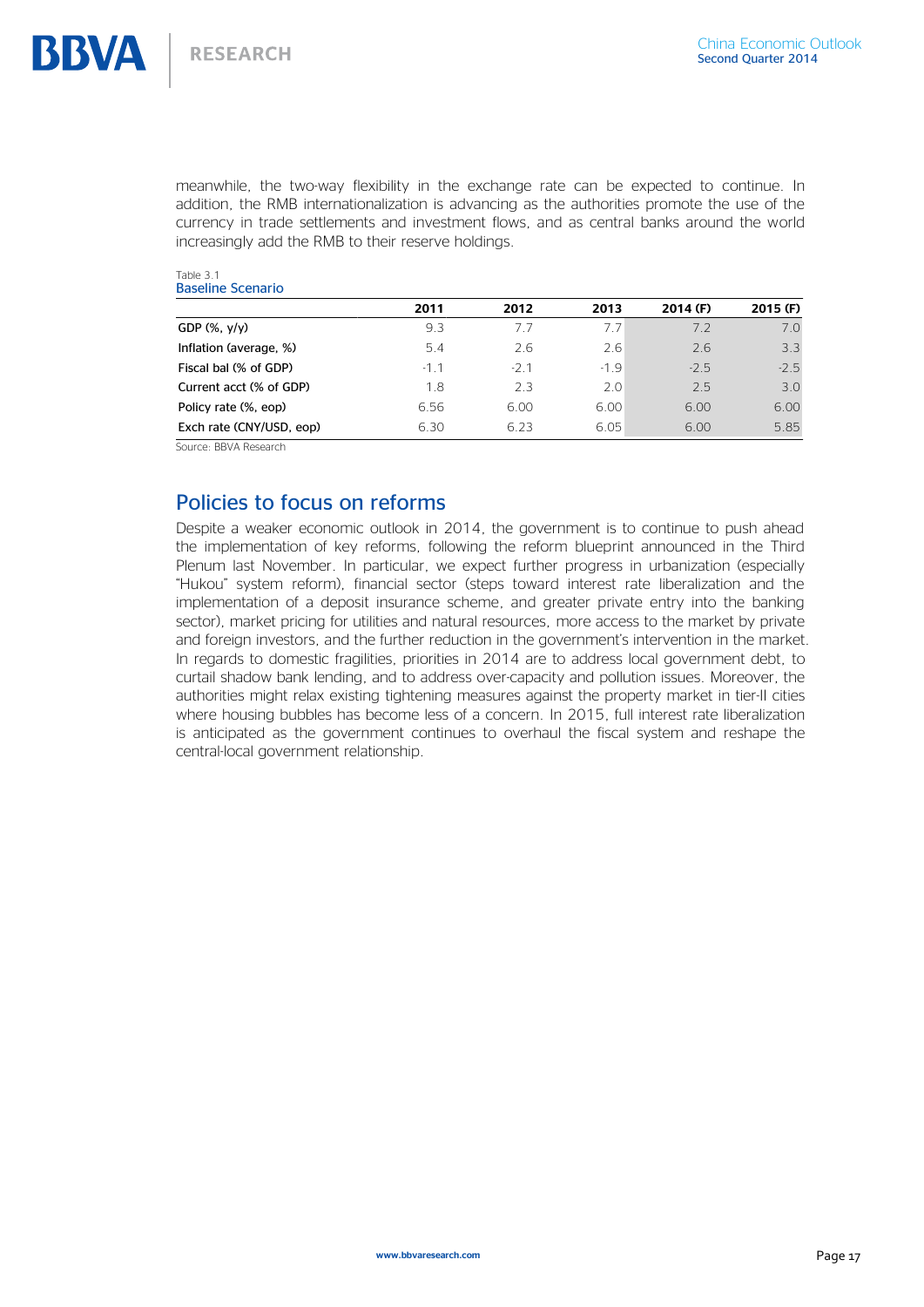meanwhile, the two-way flexibility in the exchange rate can be expected to continue. In addition, the RMB internationalization is advancing as the authorities promote the use of the currency in trade settlements and investment flows, and as central banks around the world increasingly add the RMB to their reserve holdings.

Table 3.1
Baseline Scenario

| | 2011 | 2012 | 2013 | 2014 (F) | 2015 (F) |
|---|---|---|---|---|---|
| GDP (%, y/y) | 9.3 | 7.7 | 7.7 | 7.2 | 7.0 |
| Inflation (average, %) | 5.4 | 2.6 | 2.6 | 2.6 | 3.3 |
| Fiscal bal (% of GDP) | -1.1 | -2.1 | -1.9 | -2.5 | -2.5 |
| Current acct (% of GDP) | 1.8 | 2.3 | 2.0 | 2.5 | 3.0 |
| Policy rate (%, eop) | 6.56 | 6.00 | 6.00 | 6.00 | 6.00 |
| Exch rate (CNY/USD, eop) | 6.30 | 6.23 | 6.05 | 6.00 | 5.85 |

Source: BBVA Research

## Policies to focus on reforms

Despite a weaker economic outlook in 2014, the government is to continue to push ahead the implementation of key reforms, following the reform blueprint announced in the Third Plenum last November. In particular, we expect further progress in urbanization (especially "Hukou" system reform), financial sector (steps toward interest rate liberalization and the implementation of a deposit insurance scheme, and greater private entry into the banking sector), market pricing for utilities and natural resources, more access to the market by private and foreign investors, and the further reduction in the government's intervention in the market. In regards to domestic fragilities, priorities in 2014 are to address local government debt, to curtail shadow bank lending, and to address over-capacity and pollution issues. Moreover, the authorities might relax existing tightening measures against the property market in tier-II cities where housing bubbles has become less of a concern. In 2015, full interest rate liberalization is anticipated as the government continues to overhaul the fiscal system and reshape the central-local government relationship.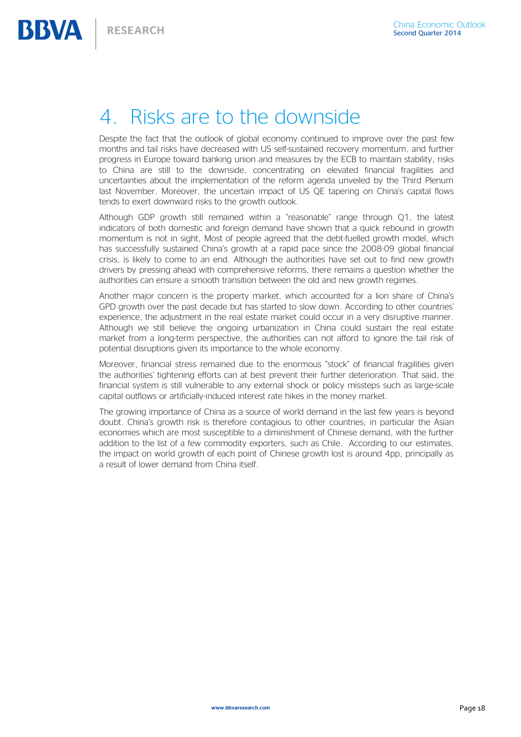# 4. Risks are to the downside

Despite the fact that the outlook of global economy continued to improve over the past few months and tail risks have decreased with US self-sustained recovery momentum, and further progress in Europe toward banking union and measures by the ECB to maintain stability, risks to China are still to the downside, concentrating on elevated financial fragilities and uncertainties about the implementation of the reform agenda unveiled by the Third Plenum last November. Moreover, the uncertain impact of US QE tapering on China's capital flows tends to exert downward risks to the growth outlook.

Although GDP growth still remained within a "reasonable" range through Q1, the latest indicators of both domestic and foreign demand have shown that a quick rebound in growth momentum is not in sight, Most of people agreed that the debt-fuelled growth model, which has successfully sustained China's growth at a rapid pace since the 2008-09 global financial crisis, is likely to come to an end. Although the authorities have set out to find new growth drivers by pressing ahead with comprehensive reforms, there remains a question whether the authorities can ensure a smooth transition between the old and new growth regimes.

Another major concern is the property market, which accounted for a lion share of China's GPD growth over the past decade but has started to slow down. According to other countries' experience, the adjustment in the real estate market could occur in a very disruptive manner. Although we still believe the ongoing urbanization in China could sustain the real estate market from a long-term perspective, the authorities can not afford to ignore the tail risk of potential disruptions given its importance to the whole economy.

Moreover, financial stress remained due to the enormous "stock" of financial fragilities given the authorities' tightening efforts can at best prevent their further deterioration. That said, the financial system is still vulnerable to any external shock or policy missteps such as large-scale capital outflows or artificially-induced interest rate hikes in the money market.

The growing importance of China as a source of world demand in the last few years is beyond doubt. China's growth risk is therefore contagious to other countries; in particular the Asian economies which are most susceptible to a diminishment of Chinese demand, with the further addition to the list of a few commodity exporters, such as Chile. According to our estimates, the impact on world growth of each point of Chinese growth lost is around 4pp, principally as a result of lower demand from China itself.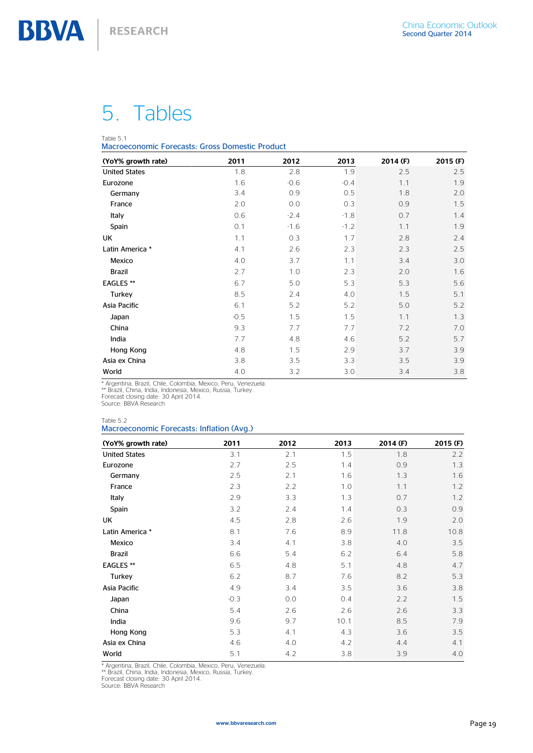# 5. Tables

Table 5.1
Macroeconomic Forecasts: Gross Domestic Product

| (YoY% growth rate) | 2011 | 2012 | 2013 | 2014 (F) | 2015 (F) |
|---|---|---|---|---|---|
| United States | 1.8 | 2.8 | 1.9 | 2.5 | 2.5 |
| Eurozone | 1.6 | -0.6 | -0.4 | 1.1 | 1.9 |
| Germany | 3.4 | 0.9 | 0.5 | 1.8 | 2.0 |
| France | 2.0 | 0.0 | 0.3 | 0.9 | 1.5 |
| Italy | 0.6 | -2.4 | -1.8 | 0.7 | 1.4 |
| Spain | 0.1 | -1.6 | -1.2 | 1.1 | 1.9 |
| UK | 1.1 | 0.3 | 1.7 | 2.8 | 2.4 |
| Latin America * | 4.1 | 2.6 | 2.3 | 2.3 | 2.5 |
| Mexico | 4.0 | 3.7 | 1.1 | 3.4 | 3.0 |
| Brazil | 2.7 | 1.0 | 2.3 | 2.0 | 1.6 |
| EAGLES ** | 6.7 | 5.0 | 5.3 | 5.3 | 5.6 |
| Turkey | 8.5 | 2.4 | 4.0 | 1.5 | 5.1 |
| Asia Pacific | 6.1 | 5.2 | 5.2 | 5.0 | 5.2 |
| Japan | -0.5 | 1.5 | 1.5 | 1.1 | 1.3 |
| China | 9.3 | 7.7 | 7.7 | 7.2 | 7.0 |
| India | 7.7 | 4.8 | 4.6 | 5.2 | 5.7 |
| Hong Kong | 4.8 | 1.5 | 2.9 | 3.7 | 3.9 |
| Asia ex China | 3.8 | 3.5 | 3.3 | 3.5 | 3.9 |
| World | 4.0 | 3.2 | 3.0 | 3.4 | 3.8 |

\* Argentina, Brazil, Chile, Colombia, Mexico, Peru, Venezuela.
\*\* Brazil, China, India, Indonesia, Mexico, Russia, Turkey.
Forecast closing date: 30 April 2014.
Source: BBVA Research

Table 5.2
Macroeconomic Forecasts: Inflation (Avg.)

| (YoY% growth rate) | 2011 | 2012 | 2013 | 2014 (F) | 2015 (F) |
|---|---|---|---|---|---|
| United States | 3.1 | 2.1 | 1.5 | 1.8 | 2.2 |
| Eurozone | 2.7 | 2.5 | 1.4 | 0.9 | 1.3 |
| Germany | 2.5 | 2.1 | 1.6 | 1.3 | 1.6 |
| France | 2.3 | 2.2 | 1.0 | 1.1 | 1.2 |
| Italy | 2.9 | 3.3 | 1.3 | 0.7 | 1.2 |
| Spain | 3.2 | 2.4 | 1.4 | 0.3 | 0.9 |
| UK | 4.5 | 2.8 | 2.6 | 1.9 | 2.0 |
| Latin America * | 8.1 | 7.6 | 8.9 | 11.8 | 10.8 |
| Mexico | 3.4 | 4.1 | 3.8 | 4.0 | 3.5 |
| Brazil | 6.6 | 5.4 | 6.2 | 6.4 | 5.8 |
| EAGLES ** | 6.5 | 4.8 | 5.1 | 4.8 | 4.7 |
| Turkey | 6.2 | 8.7 | 7.6 | 8.2 | 5.3 |
| Asia Pacific | 4.9 | 3.4 | 3.5 | 3.6 | 3.8 |
| Japan | -0.3 | 0.0 | 0.4 | 2.2 | 1.5 |
| China | 5.4 | 2.6 | 2.6 | 2.6 | 3.3 |
| India | 9.6 | 9.7 | 10.1 | 8.5 | 7.9 |
| Hong Kong | 5.3 | 4.1 | 4.3 | 3.6 | 3.5 |
| Asia ex China | 4.6 | 4.0 | 4.2 | 4.4 | 4.1 |
| World | 5.1 | 4.2 | 3.8 | 3.9 | 4.0 |

\* Argentina, Brazil, Chile, Colombia, Mexico, Peru, Venezuela.
\*\* Brazil, China, India, Indonesia, Mexico, Russia, Turkey.
Forecast closing date: 30 April 2014.
Source: BBVA Research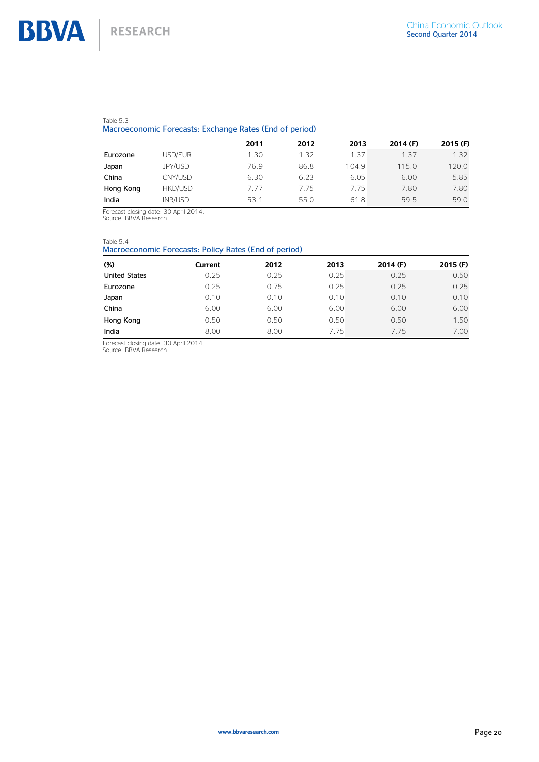Table 5.3

Macroeconomic Forecasts: Exchange Rates (End of period)

| | | 2011 | 2012 | 2013 | 2014 (F) | 2015 (F) |
|---|---|---|---|---|---|---|
| **Eurozone** | USD/EUR | 1.30 | 1.32 | 1.37 | 1.37 | 1.32 |
| **Japan** | JPY/USD | 76.9 | 86.8 | 104.9 | 115.0 | 120.0 |
| **China** | CNY/USD | 6.30 | 6.23 | 6.05 | 6.00 | 5.85 |
| **Hong Kong** | HKD/USD | 7.77 | 7.75 | 7.75 | 7.80 | 7.80 |
| **India** | INR/USD | 53.1 | 55.0 | 61.8 | 59.5 | 59.0 |

Forecast closing date: 30 April 2014.
Source: BBVA Research

Table 5.4

Macroeconomic Forecasts: Policy Rates (End of period)

| (%) | Current | 2012 | 2013 | 2014 (F) | 2015 (F) |
|---|---|---|---|---|---|
| **United States** | 0.25 | 0.25 | 0.25 | 0.25 | 0.50 |
| **Eurozone** | 0.25 | 0.75 | 0.25 | 0.25 | 0.25 |
| **Japan** | 0.10 | 0.10 | 0.10 | 0.10 | 0.10 |
| **China** | 6.00 | 6.00 | 6.00 | 6.00 | 6.00 |
| **Hong Kong** | 0.50 | 0.50 | 0.50 | 0.50 | 1.50 |
| **India** | 8.00 | 8.00 | 7.75 | 7.75 | 7.00 |

Forecast closing date: 30 April 2014.
Source: BBVA Research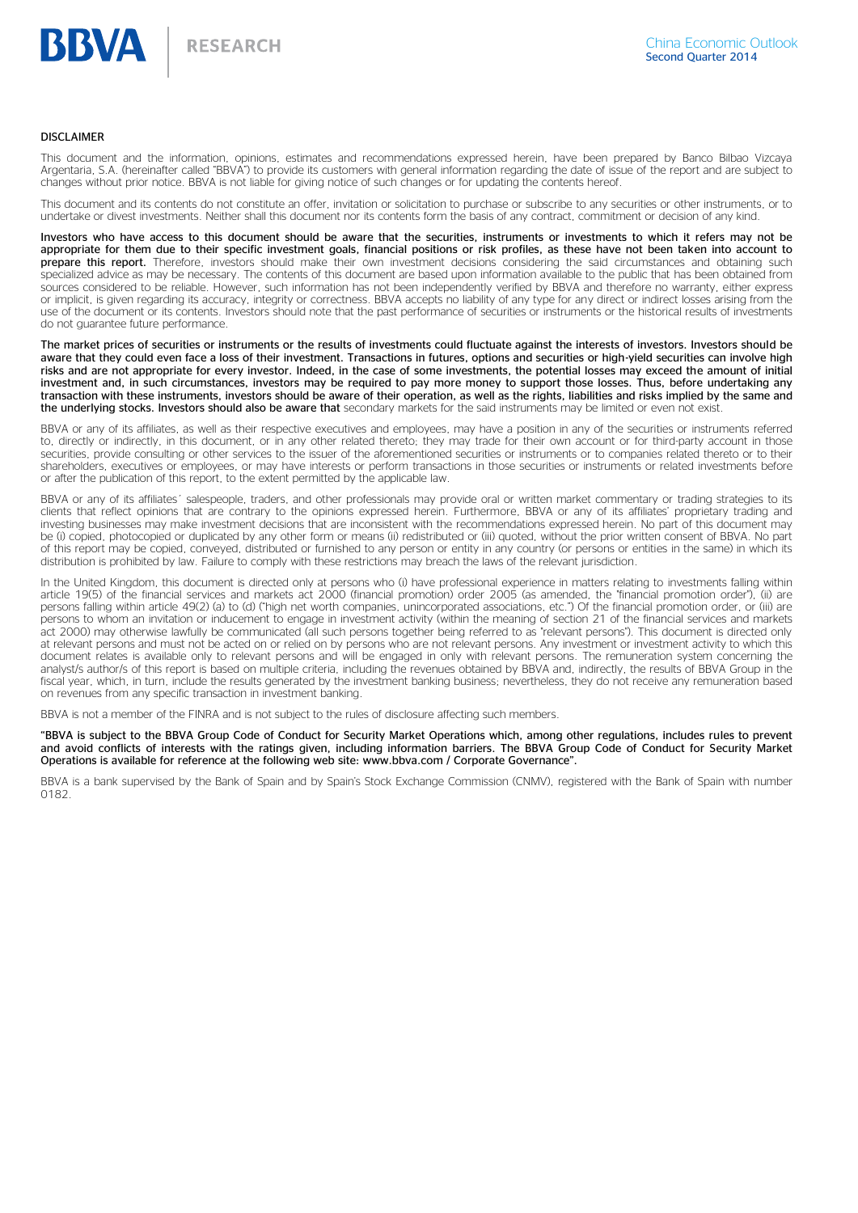## DISCLAIMER

This document and the information, opinions, estimates and recommendations expressed herein, have been prepared by Banco Bilbao Vizcaya Argentaria, S.A. (hereinafter called "BBVA") to provide its customers with general information regarding the date of issue of the report and are subject to changes without prior notice. BBVA is not liable for giving notice of such changes or for updating the contents hereof.

This document and its contents do not constitute an offer, invitation or solicitation to purchase or subscribe to any securities or other instruments, or to undertake or divest investments. Neither shall this document nor its contents form the basis of any contract, commitment or decision of any kind.

**Investors who have access to this document should be aware that the securities, instruments or investments to which it refers may not be appropriate for them due to their specific investment goals, financial positions or risk profiles, as these have not been taken into account to prepare this report.** Therefore, investors should make their own investment decisions considering the said circumstances and obtaining such specialized advice as may be necessary. The contents of this document are based upon information available to the public that has been obtained from sources considered to be reliable. However, such information has not been independently verified by BBVA and therefore no warranty, either express or implicit, is given regarding its accuracy, integrity or correctness. BBVA accepts no liability of any type for any direct or indirect losses arising from the use of the document or its contents. Investors should note that the past performance of securities or instruments or the historical results of investments do not guarantee future performance.

**The market prices of securities or instruments or the results of investments could fluctuate against the interests of investors. Investors should be aware that they could even face a loss of their investment. Transactions in futures, options and securities or high-yield securities can involve high risks and are not appropriate for every investor. Indeed, in the case of some investments, the potential losses may exceed the amount of initial investment and, in such circumstances, investors may be required to pay more money to support those losses. Thus, before undertaking any transaction with these instruments, investors should be aware of their operation, as well as the rights, liabilities and risks implied by the same and the underlying stocks. Investors should also be aware that** secondary markets for the said instruments may be limited or even not exist.

BBVA or any of its affiliates, as well as their respective executives and employees, may have a position in any of the securities or instruments referred to, directly or indirectly, in this document, or in any other related thereto; they may trade for their own account or for third-party account in those securities, provide consulting or other services to the issuer of the aforementioned securities or instruments or to companies related thereto or to their shareholders, executives or employees, or may have interests or perform transactions in those securities or instruments or related investments before or after the publication of this report, to the extent permitted by the applicable law.

BBVA or any of its affiliates´ salespeople, traders, and other professionals may provide oral or written market commentary or trading strategies to its clients that reflect opinions that are contrary to the opinions expressed herein. Furthermore, BBVA or any of its affiliates' proprietary trading and investing businesses may make investment decisions that are inconsistent with the recommendations expressed herein. No part of this document may be (i) copied, photocopied or duplicated by any other form or means (ii) redistributed or (iii) quoted, without the prior written consent of BBVA. No part of this report may be copied, conveyed, distributed or furnished to any person or entity in any country (or persons or entities in the same) in which its distribution is prohibited by law. Failure to comply with these restrictions may breach the laws of the relevant jurisdiction.

In the United Kingdom, this document is directed only at persons who (i) have professional experience in matters relating to investments falling within article 19(5) of the financial services and markets act 2000 (financial promotion) order 2005 (as amended, the "financial promotion order"), (ii) are persons falling within article 49(2) (a) to (d) ("high net worth companies, unincorporated associations, etc.") Of the financial promotion order, or (iii) are persons to whom an invitation or inducement to engage in investment activity (within the meaning of section 21 of the financial services and markets act 2000) may otherwise lawfully be communicated (all such persons together being referred to as "relevant persons"). This document is directed only at relevant persons and must not be acted on or relied on by persons who are not relevant persons. Any investment or investment activity to which this document relates is available only to relevant persons and will be engaged in only with relevant persons. The remuneration system concerning the analyst/s author/s of this report is based on multiple criteria, including the revenues obtained by BBVA and, indirectly, the results of BBVA Group in the fiscal year, which, in turn, include the results generated by the investment banking business; nevertheless, they do not receive any remuneration based on revenues from any specific transaction in investment banking.

BBVA is not a member of the FINRA and is not subject to the rules of disclosure affecting such members.

**"BBVA is subject to the BBVA Group Code of Conduct for Security Market Operations which, among other regulations, includes rules to prevent and avoid conflicts of interests with the ratings given, including information barriers. The BBVA Group Code of Conduct for Security Market Operations is available for reference at the following web site: www.bbva.com / Corporate Governance".**

BBVA is a bank supervised by the Bank of Spain and by Spain's Stock Exchange Commission (CNMV), registered with the Bank of Spain with number 0182.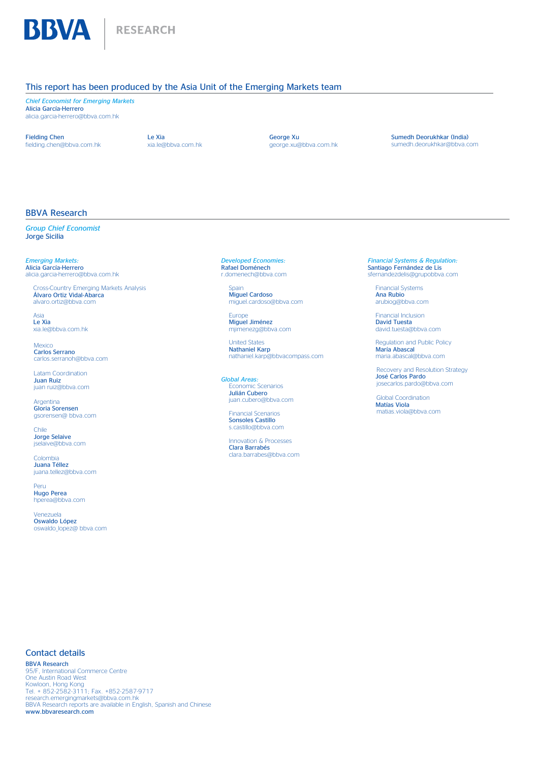BBVA | RESEARCH

## This report has been produced by the Asia Unit of the Emerging Markets team

*Chief Economist for Emerging Markets*
**Alicia García-Herrero**
alicia.garcia-herrero@bbva.com.hk

**Fielding Chen**
fielding.chen@bbva.com.hk

**Le Xia**
xia.le@bbva.com.hk

**George Xu**
george.xu@bbva.com.hk

**Sumedh Deorukhkar (India)**
sumedh.deorukhkar@bbva.com

## BBVA Research

*Group Chief Economist*
**Jorge Sicilia**

*Emerging Markets:*
**Alicia García-Herrero**
alicia.garcia-herrero@bbva.com.hk

Cross-Country Emerging Markets Analysis
**Álvaro Ortiz Vidal-Abarca**
alvaro.ortiz@bbva.com

Asia
**Le Xia**
xia.le@bbva.com.hk

Mexico
**Carlos Serrano**
carlos.serranoh@bbva.com

Latam Coordination
**Juan Ruiz**
juan ruiz@bbva.com

Argentina
**Gloria Sorensen**
gsorensen@ bbva.com

Chile
**Jorge Selaive**
jselaive@bbva.com

Colombia
**Juana Téllez**
juana.tellez@bbva.com

Peru
**Hugo Perea**
hperea@bbva.com

Venezuela
**Oswaldo López**
oswaldo_lopez@ bbva.com

*Developed Economies:*
**Rafael Doménech**
r.domenech@bbva.com

Spain
**Miguel Cardoso**
miguel.cardoso@bbva.com

Europe
**Miguel Jiménez**
mjimenezg@bbva.com

United States
**Nathaniel Karp**
nathaniel.karp@bbvacompass.com

*Global Areas:*
Economic Scenarios
**Julián Cubero**
juan.cubero@bbva.com

Financial Scenarios
**Sonsoles Castillo**
s.castillo@bbva.com

Innovation & Processes
**Clara Barrabés**
clara.barrabes@bbva.com

*Financial Systems & Regulation:*
**Santiago Fernández de Lis**
sfernandezdelis@grupobbva.com

Financial Systems
**Ana Rubio**
arubiog@bbva.com

Financial Inclusion
**David Tuesta**
david.tuesta@bbva.com

Regulation and Public Policy
**María Abascal**
maria.abascal@bbva.com

Recovery and Resolution Strategy
**José Carlos Pardo**
josecarlos.pardo@bbva.com

Global Coordination
**Matías Viola**
matias.viola@bbva.com

## Contact details

**BBVA Research**
95/F, International Commerce Centre
One Austin Road West
Kowloon, Hong Kong
Tel. + 852-2582-3111; Fax. +852-2587-9717
research.emergingmarkets@bbva.com.hk
BBVA Research reports are available in English, Spanish and Chinese
**www.bbvaresearch.com**